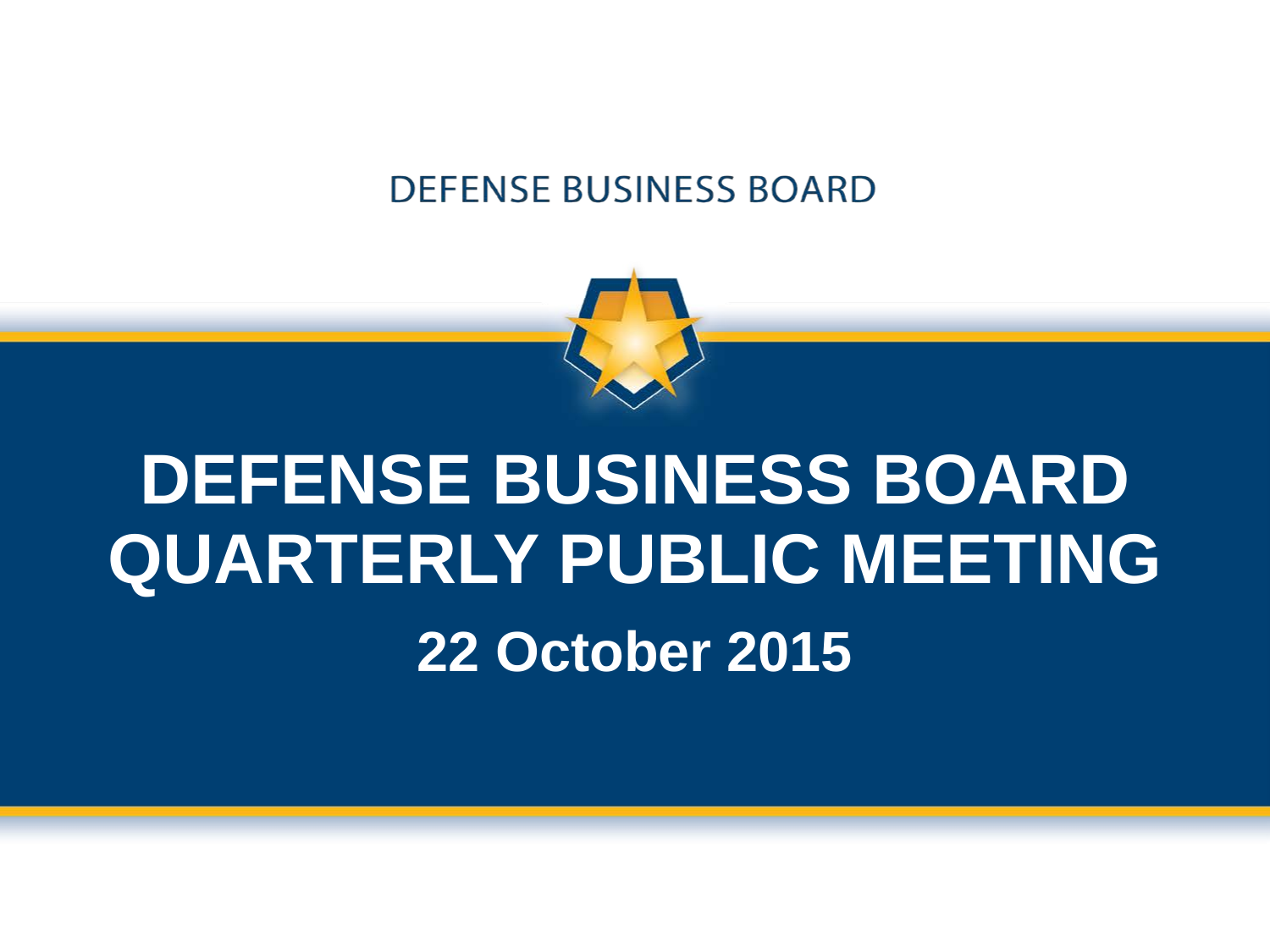DEFENSE BUSINESS BOARD

# DEFENSE BUSINESS BOARD QUARTERLY PUBLIC MEETING

## 22 October 2015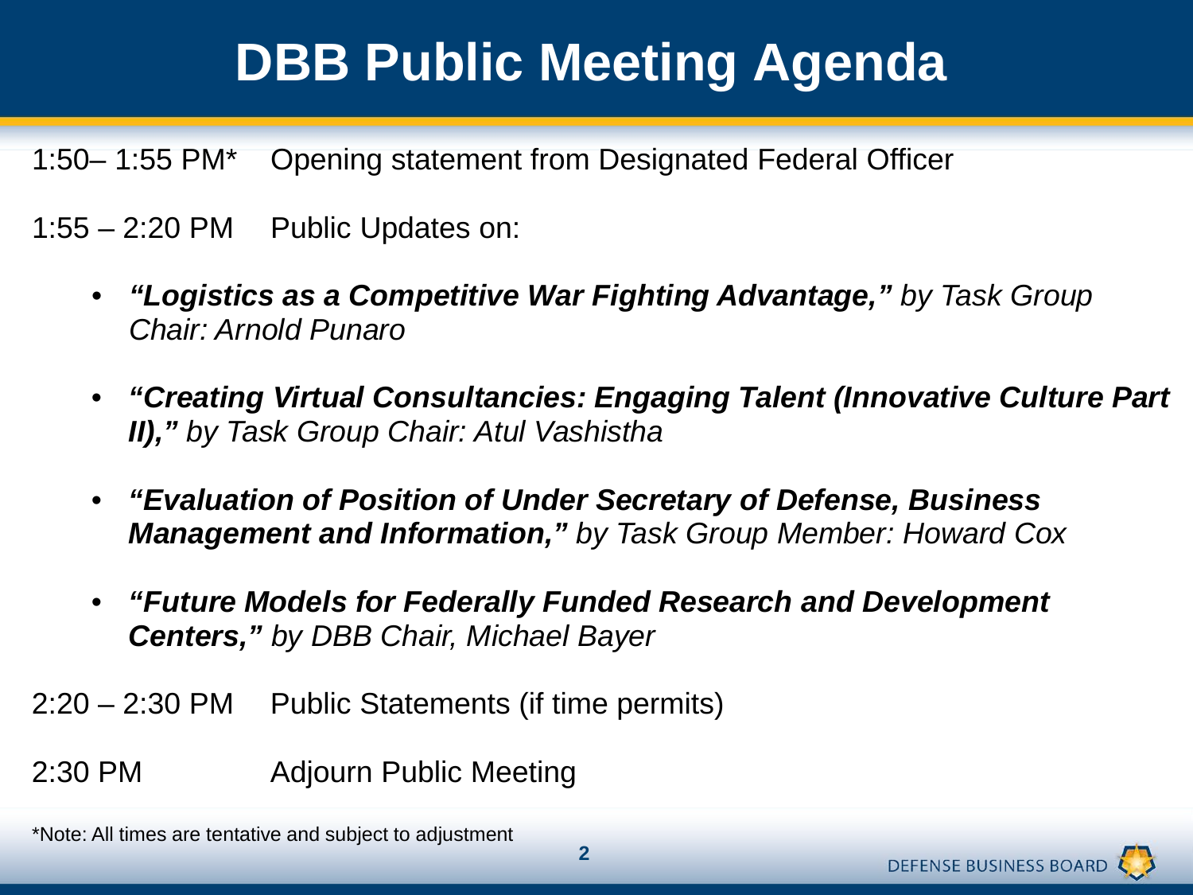# DBB Public Meeting Agenda

1:50– 1:55 PM* Opening statement from Designated Federal Officer

1:55 – 2:20 PM Public Updates on:

- ***"Logistics as a Competitive War Fighting Advantage,"*** *by Task Group Chair: Arnold Punaro*
- ***"Creating Virtual Consultancies: Engaging Talent (Innovative Culture Part II),"*** *by Task Group Chair: Atul Vashistha*
- ***"Evaluation of Position of Under Secretary of Defense, Business Management and Information,"*** *by Task Group Member: Howard Cox*
- ***"Future Models for Federally Funded Research and Development Centers,"*** *by DBB Chair, Michael Bayer*

2:20 – 2:30 PM Public Statements (if time permits)

2:30 PM Adjourn Public Meeting

*Note: All times are tentative and subject to adjustment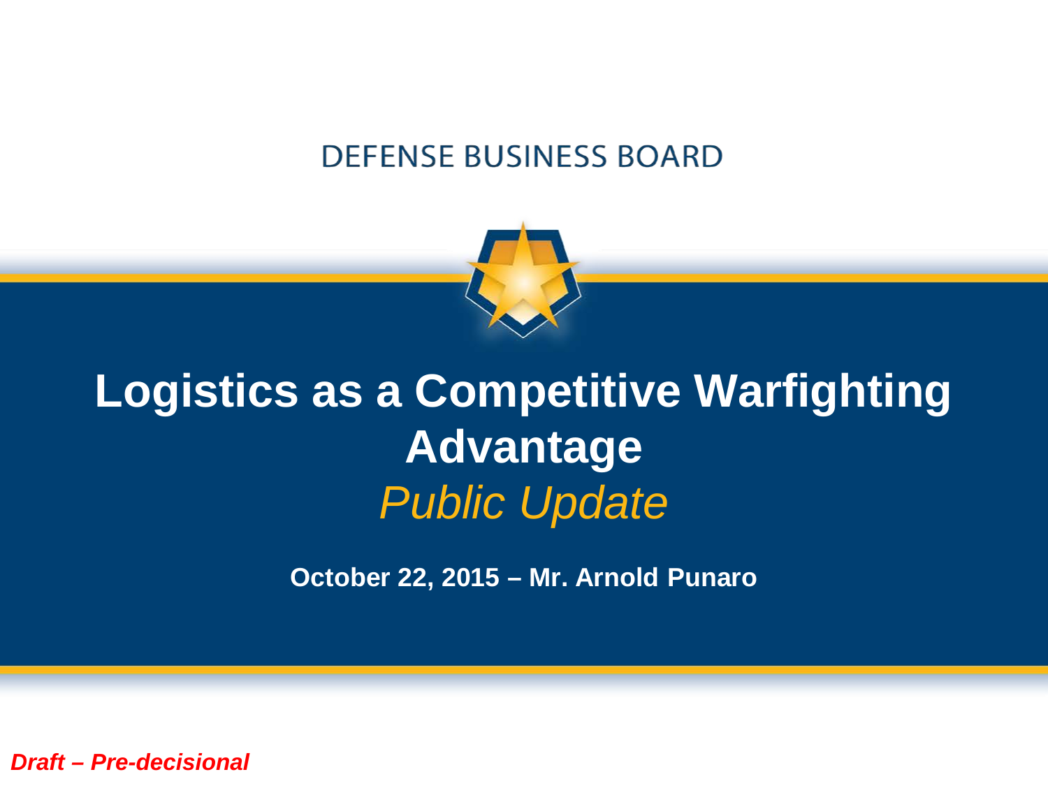DEFENSE BUSINESS BOARD

# Logistics as a Competitive Warfighting Advantage

*Public Update*

**October 22, 2015 – Mr. Arnold Punaro**

***Draft – Pre-decisional***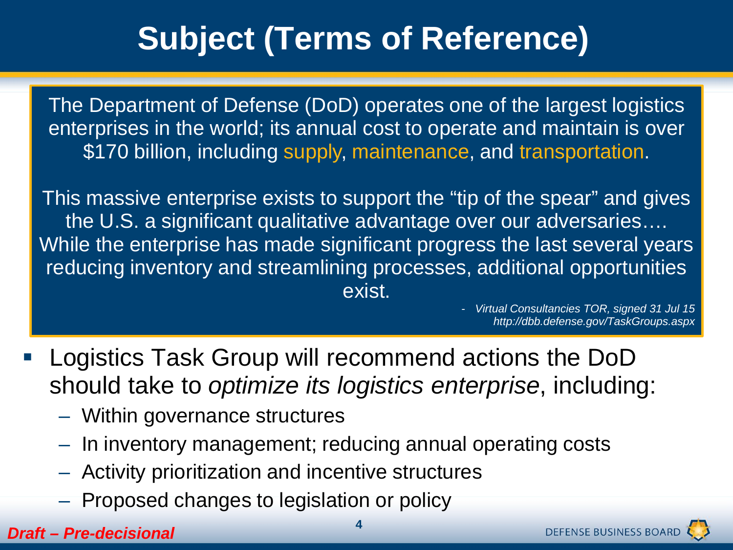# Subject (Terms of Reference)

> The Department of Defense (DoD) operates one of the largest logistics enterprises in the world; its annual cost to operate and maintain is over $170 billion, including supply, maintenance, and transportation.
>
> This massive enterprise exists to support the "tip of the spear" and gives the U.S. a significant qualitative advantage over our adversaries…. While the enterprise has made significant progress the last several years reducing inventory and streamlining processes, additional opportunities exist.
>
> \- *Virtual Consultancies TOR, signed 31 Jul 15*
> *http://dbb.defense.gov/TaskGroups.aspx*

- Logistics Task Group will recommend actions the DoD should take to *optimize its logistics enterprise*, including:
  - Within governance structures
  - In inventory management; reducing annual operating costs
  - Activity prioritization and incentive structures
  - Proposed changes to legislation or policy

*Draft – Pre-decisional*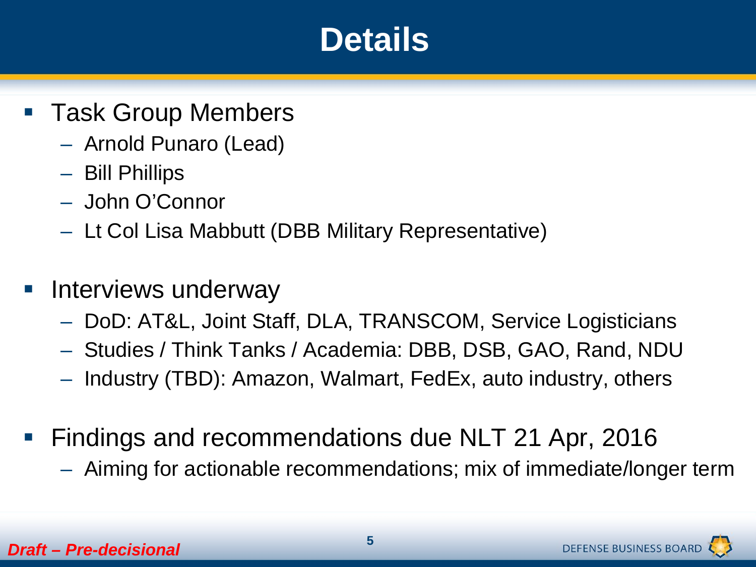# Details

- Task Group Members
  - Arnold Punaro (Lead)
  - Bill Phillips
  - John O'Connor
  - Lt Col Lisa Mabbutt (DBB Military Representative)

- Interviews underway
  - DoD: AT&L, Joint Staff, DLA, TRANSCOM, Service Logisticians
  - Studies / Think Tanks / Academia: DBB, DSB, GAO, Rand, NDU
  - Industry (TBD): Amazon, Walmart, FedEx, auto industry, others

- Findings and recommendations due NLT 21 Apr, 2016
  - Aiming for actionable recommendations; mix of immediate/longer term

***Draft – Pre-decisional***

DEFENSE BUSINESS BOARD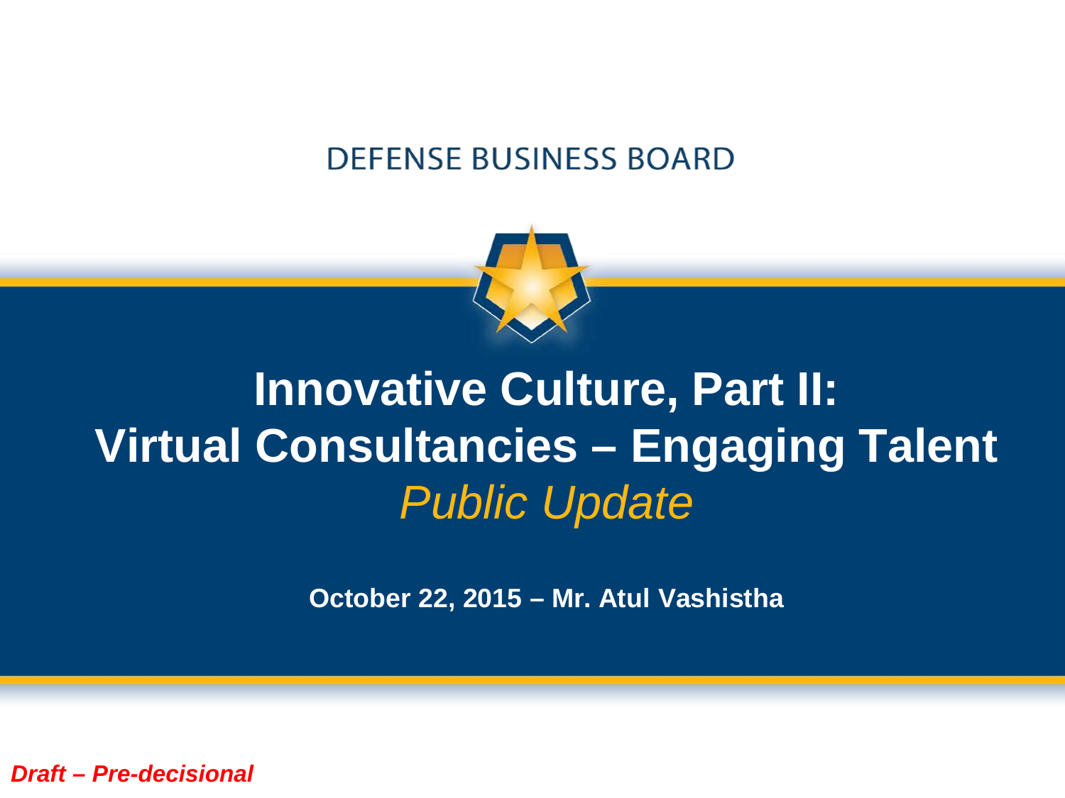DEFENSE BUSINESS BOARD

# Innovative Culture, Part II: Virtual Consultancies – Engaging Talent

*Public Update*

**October 22, 2015 – Mr. Atul Vashistha**

***Draft – Pre-decisional***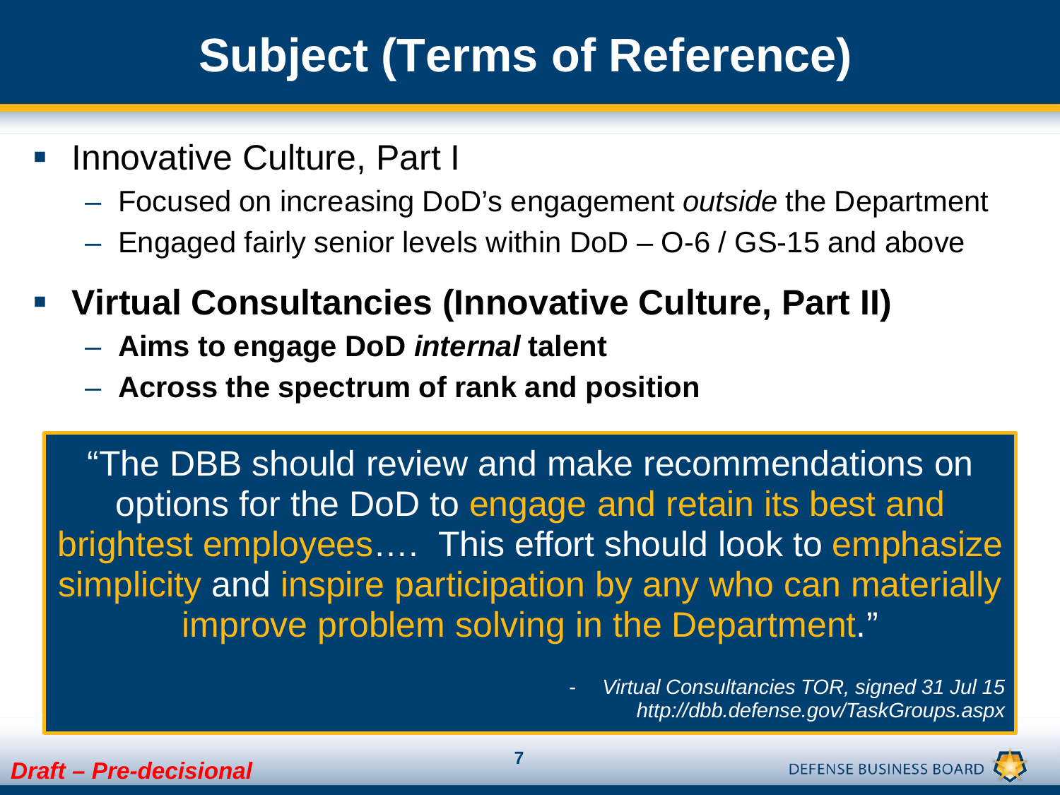# Subject (Terms of Reference)

- Innovative Culture, Part I
  - Focused on increasing DoD's engagement *outside* the Department
  - Engaged fairly senior levels within DoD – O-6 / GS-15 and above
- **Virtual Consultancies (Innovative Culture, Part II)**
  - **Aims to engage DoD *internal* talent**
  - **Across the spectrum of rank and position**

> "The DBB should review and make recommendations on options for the DoD to engage and retain its best and brightest employees…. This effort should look to emphasize simplicity and inspire participation by any who can materially improve problem solving in the Department."
>
> \- *Virtual Consultancies TOR, signed 31 Jul 15*
> *http://dbb.defense.gov/TaskGroups.aspx*

*Draft – Pre-decisional*

DEFENSE BUSINESS BOARD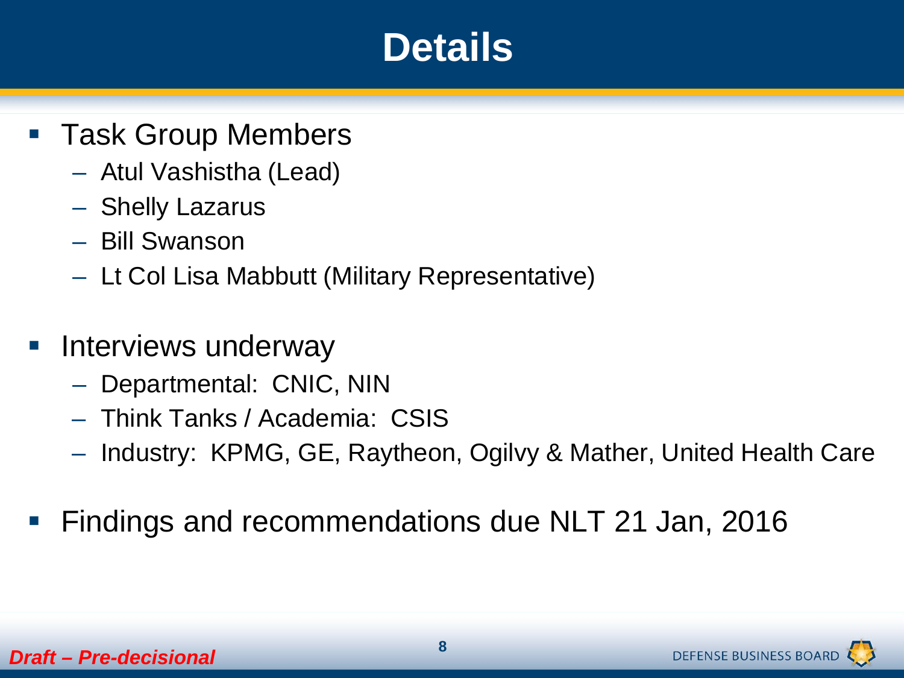# Details

- Task Group Members
  - Atul Vashistha (Lead)
  - Shelly Lazarus
  - Bill Swanson
  - Lt Col Lisa Mabbutt (Military Representative)

- Interviews underway
  - Departmental: CNIC, NIN
  - Think Tanks / Academia: CSIS
  - Industry: KPMG, GE, Raytheon, Ogilvy & Mather, United Health Care

- Findings and recommendations due NLT 21 Jan, 2016

*Draft – Pre-decisional*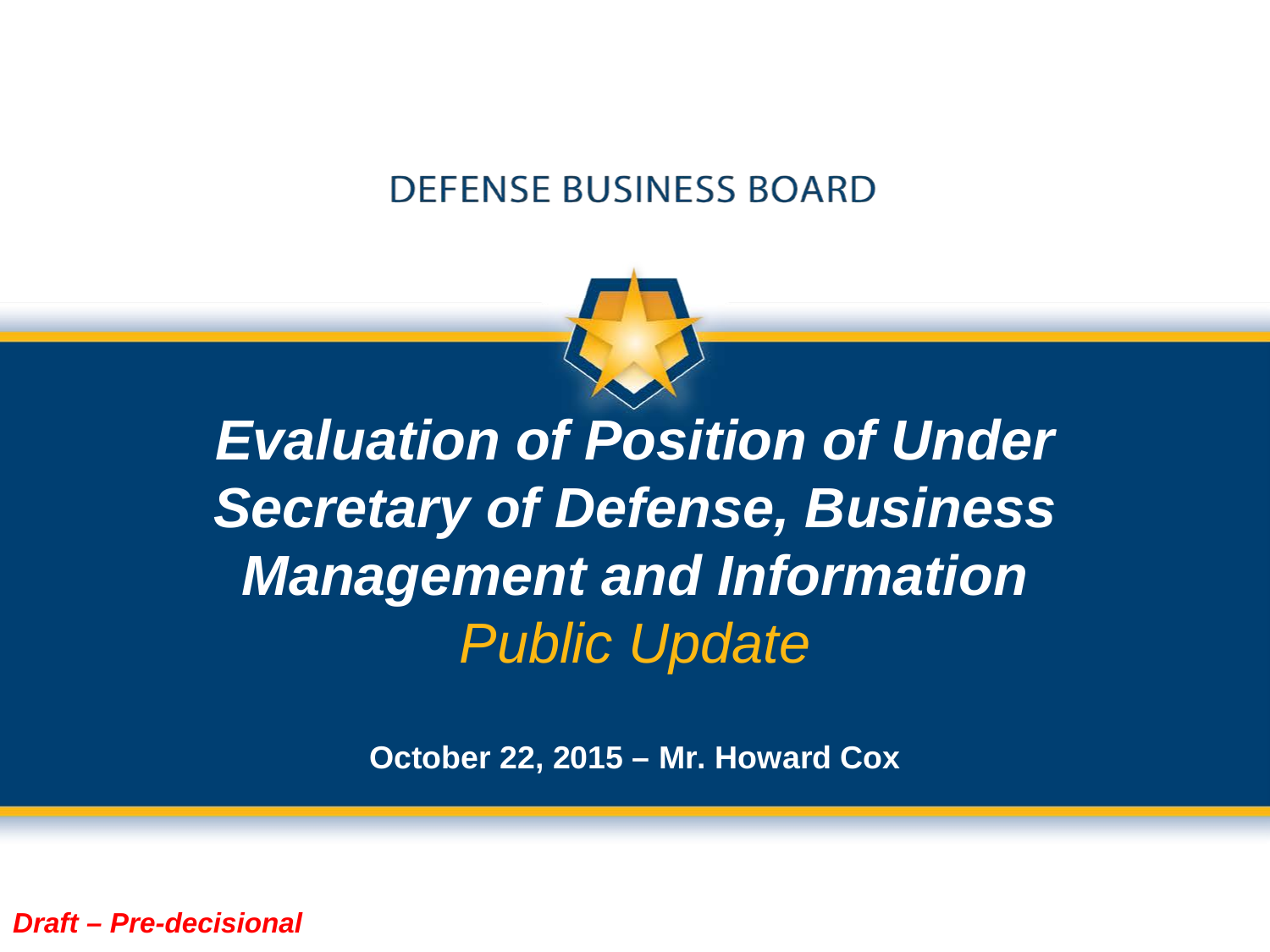DEFENSE BUSINESS BOARD

# *Evaluation of Position of Under Secretary of Defense, Business Management and Information*

## *Public Update*

**October 22, 2015 – Mr. Howard Cox**

***Draft – Pre-decisional***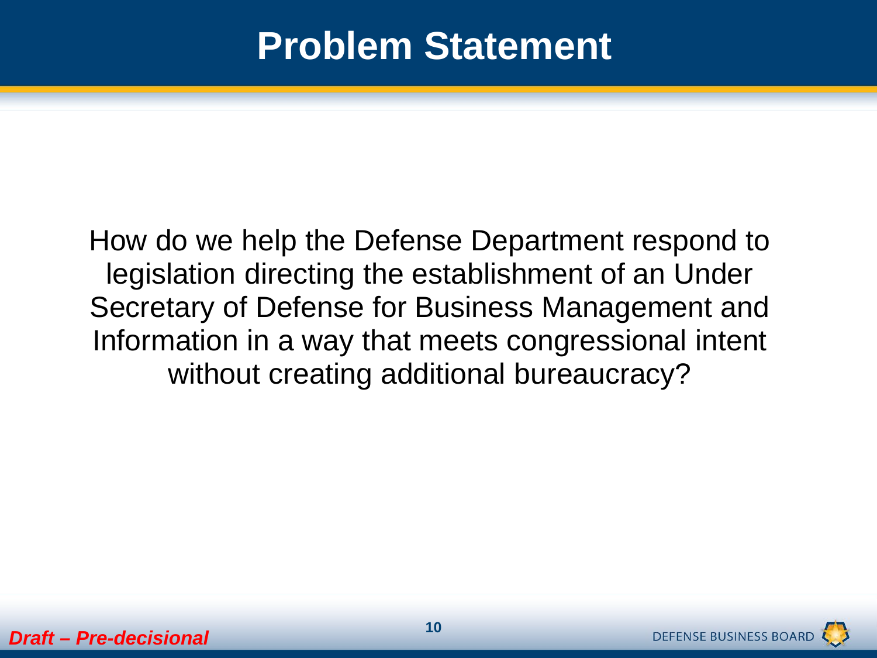# Problem Statement

How do we help the Defense Department respond to legislation directing the establishment of an Under Secretary of Defense for Business Management and Information in a way that meets congressional intent without creating additional bureaucracy?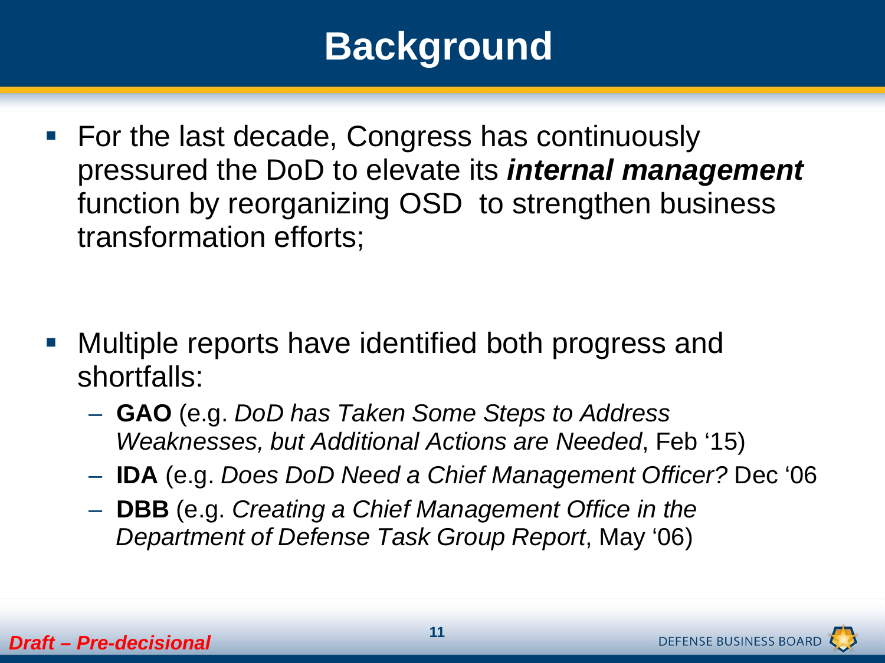# Background

- For the last decade, Congress has continuously pressured the DoD to elevate its ***internal management*** function by reorganizing OSD to strengthen business transformation efforts;

- Multiple reports have identified both progress and shortfalls:
  - **GAO** (e.g. *DoD has Taken Some Steps to Address Weaknesses, but Additional Actions are Needed*, Feb '15)
  - **IDA** (e.g. *Does DoD Need a Chief Management Officer?* Dec '06
  - **DBB** (e.g. *Creating a Chief Management Office in the Department of Defense Task Group Report*, May '06)

*Draft – Pre-decisional*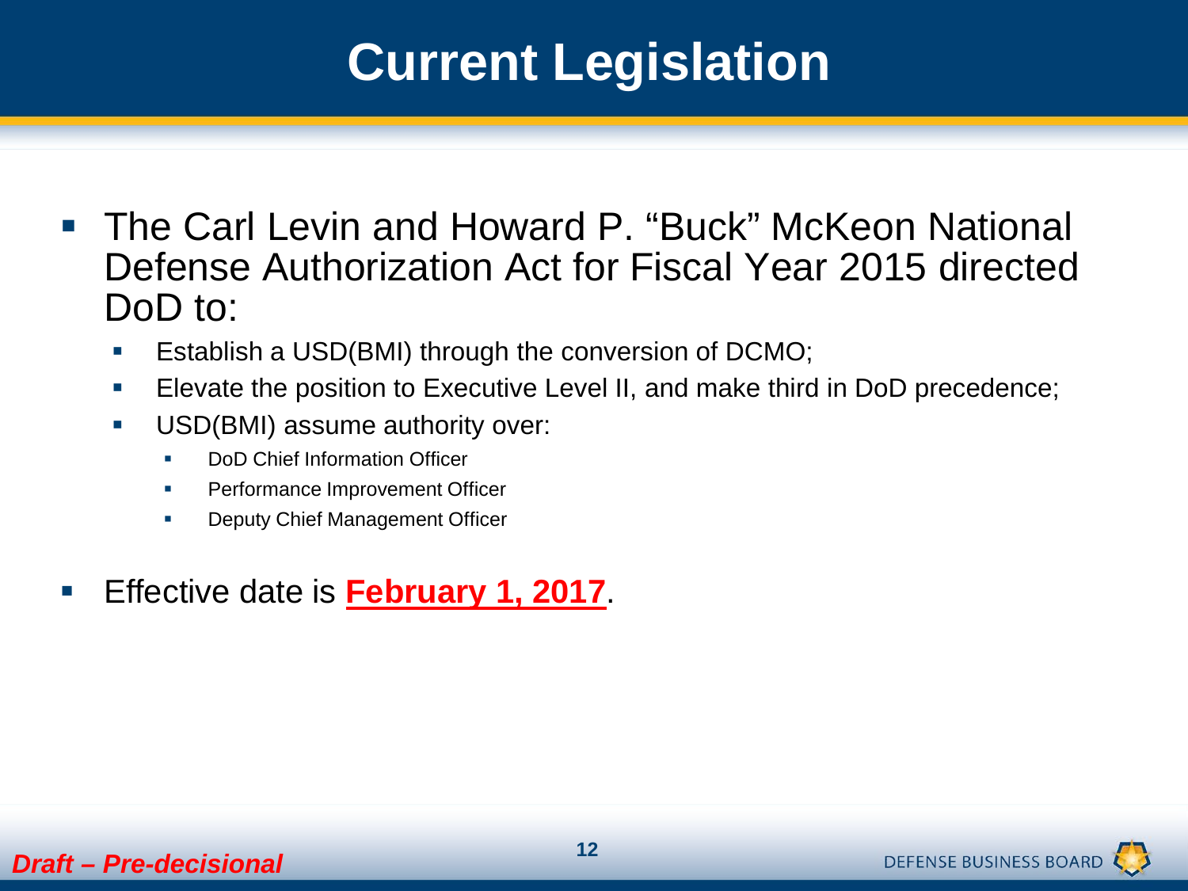# Current Legislation

- The Carl Levin and Howard P. "Buck" McKeon National Defense Authorization Act for Fiscal Year 2015 directed DoD to:
  - Establish a USD(BMI) through the conversion of DCMO;
  - Elevate the position to Executive Level II, and make third in DoD precedence;
  - USD(BMI) assume authority over:
    - DoD Chief Information Officer
    - Performance Improvement Officer
    - Deputy Chief Management Officer
- Effective date is **February 1, 2017**.

*Draft – Pre-decisional*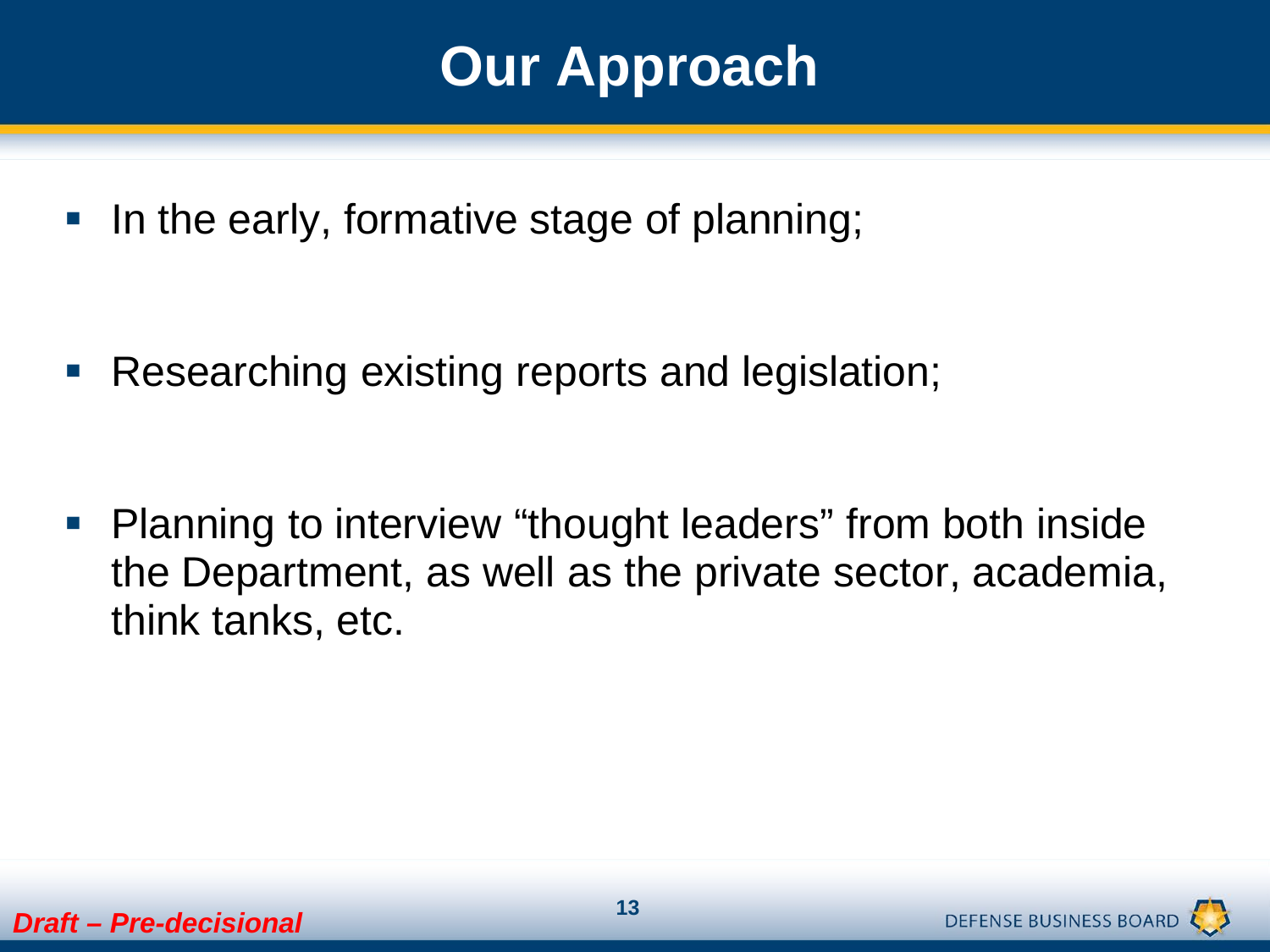# Our Approach

- In the early, formative stage of planning;
- Researching existing reports and legislation;
- Planning to interview “thought leaders” from both inside the Department, as well as the private sector, academia, think tanks, etc.

*Draft – Pre-decisional*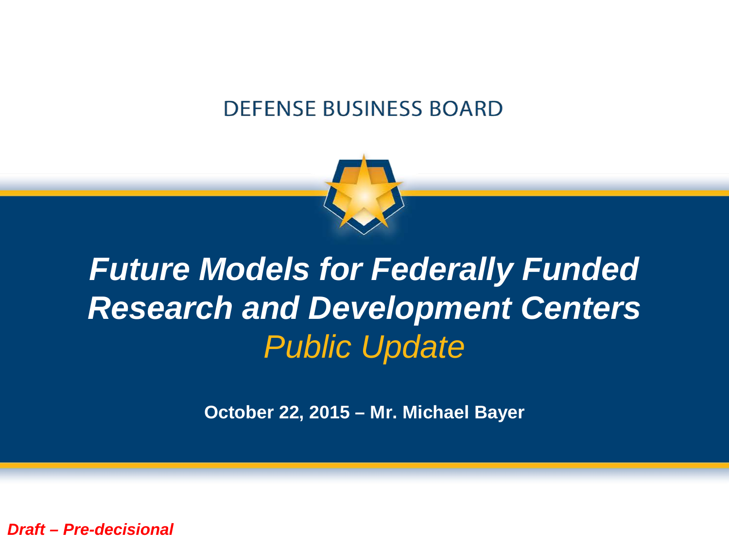DEFENSE BUSINESS BOARD

# *Future Models for Federally Funded Research and Development Centers*

## *Public Update*

**October 22, 2015 – Mr. Michael Bayer**

***Draft – Pre-decisional***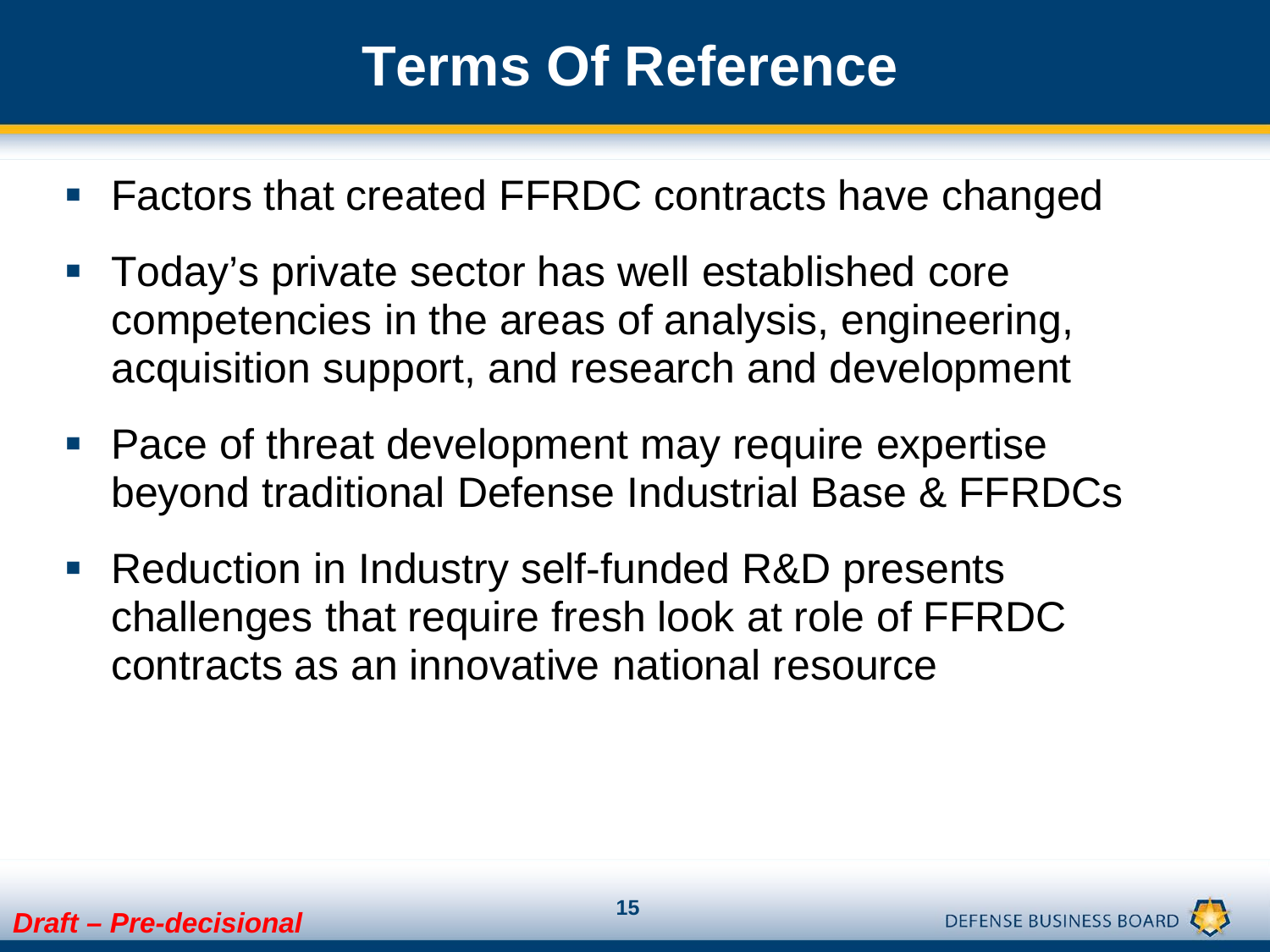# Terms Of Reference

- Factors that created FFRDC contracts have changed
- Today's private sector has well established core competencies in the areas of analysis, engineering, acquisition support, and research and development
- Pace of threat development may require expertise beyond traditional Defense Industrial Base & FFRDCs
- Reduction in Industry self-funded R&D presents challenges that require fresh look at role of FFRDC contracts as an innovative national resource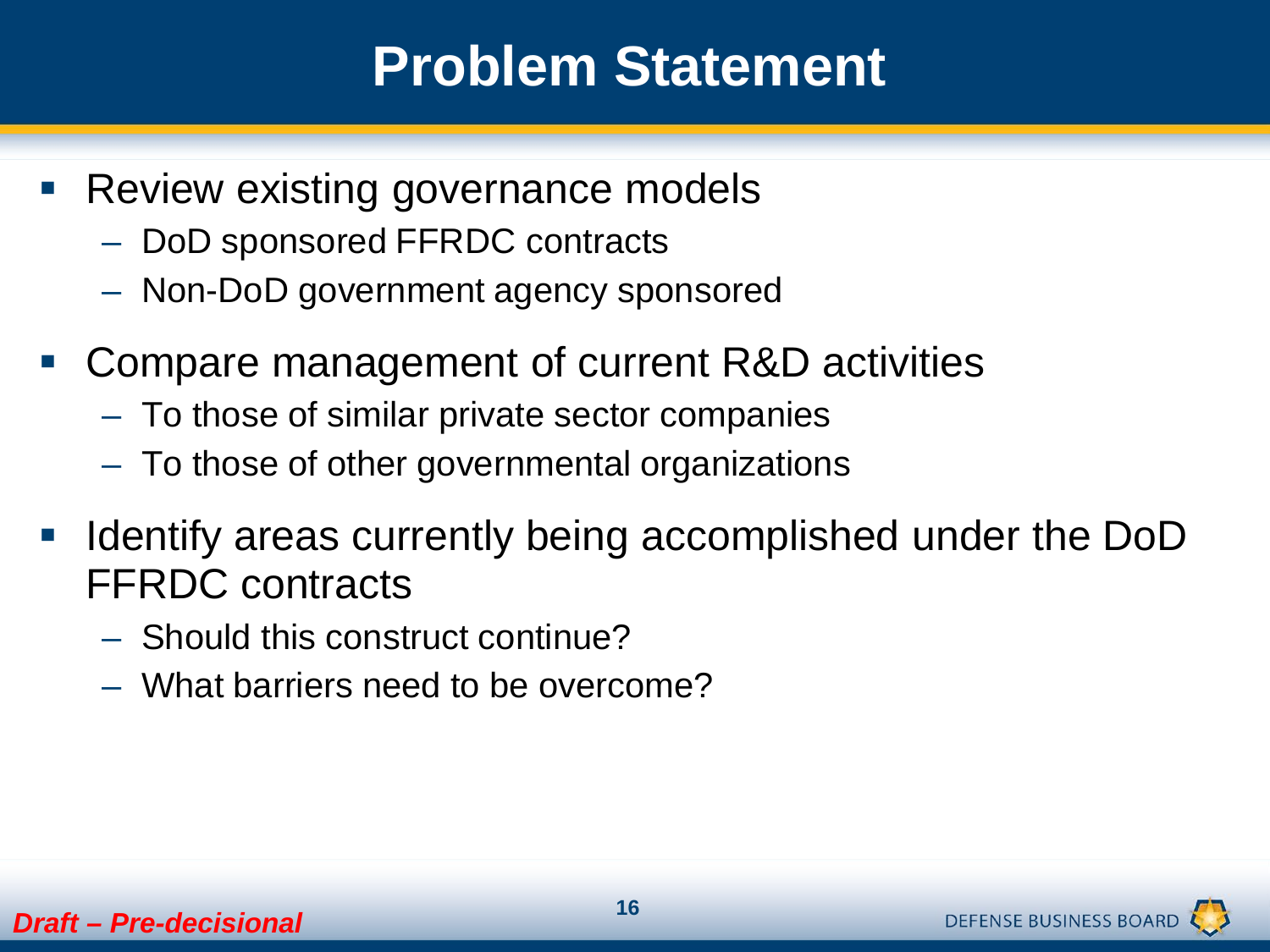# Problem Statement

- Review existing governance models
  - DoD sponsored FFRDC contracts
  - Non-DoD government agency sponsored
- Compare management of current R&D activities
  - To those of similar private sector companies
  - To those of other governmental organizations
- Identify areas currently being accomplished under the DoD FFRDC contracts
  - Should this construct continue?
  - What barriers need to be overcome?

*Draft – Pre-decisional*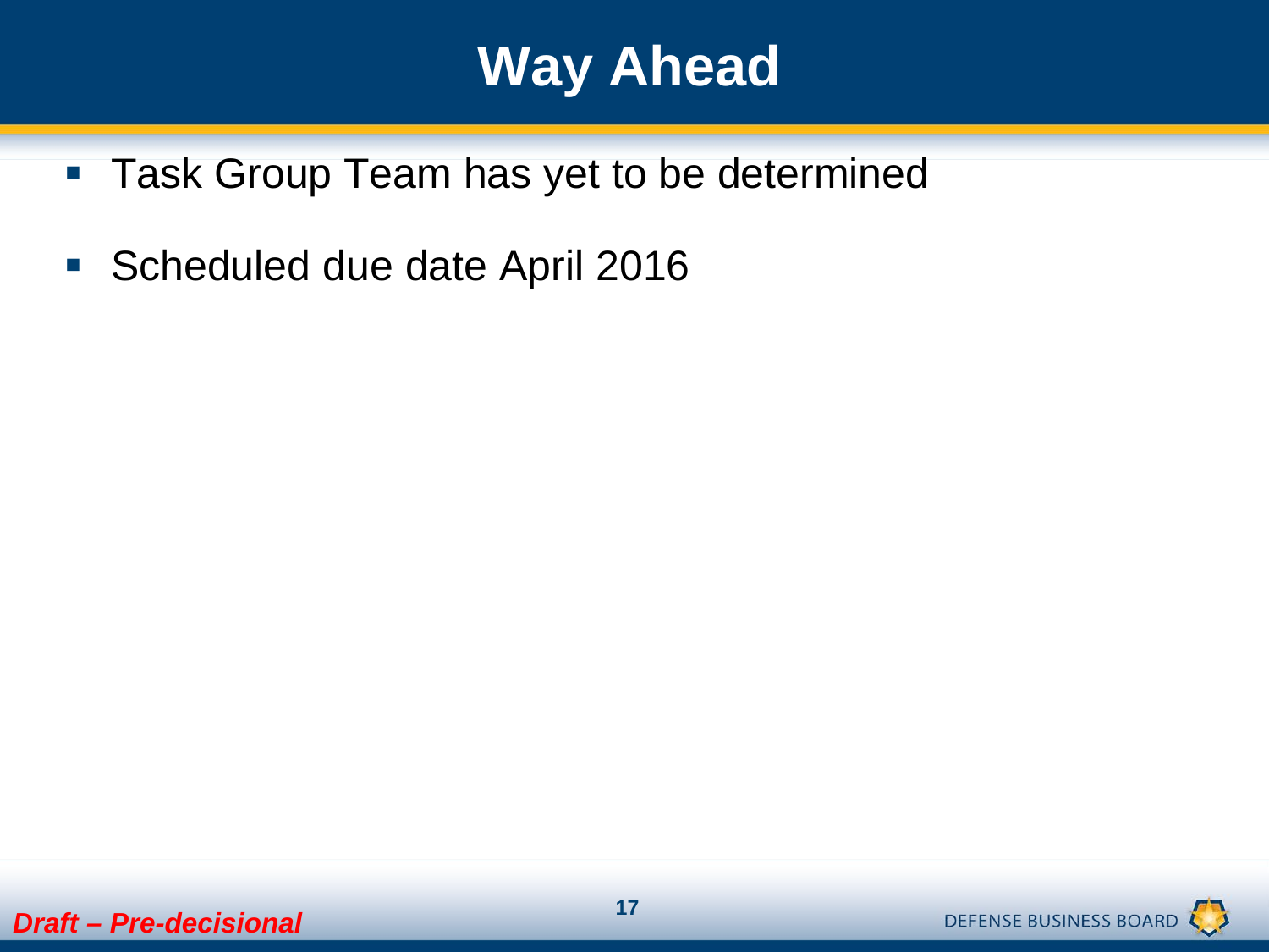# Way Ahead

- Task Group Team has yet to be determined
- Scheduled due date April 2016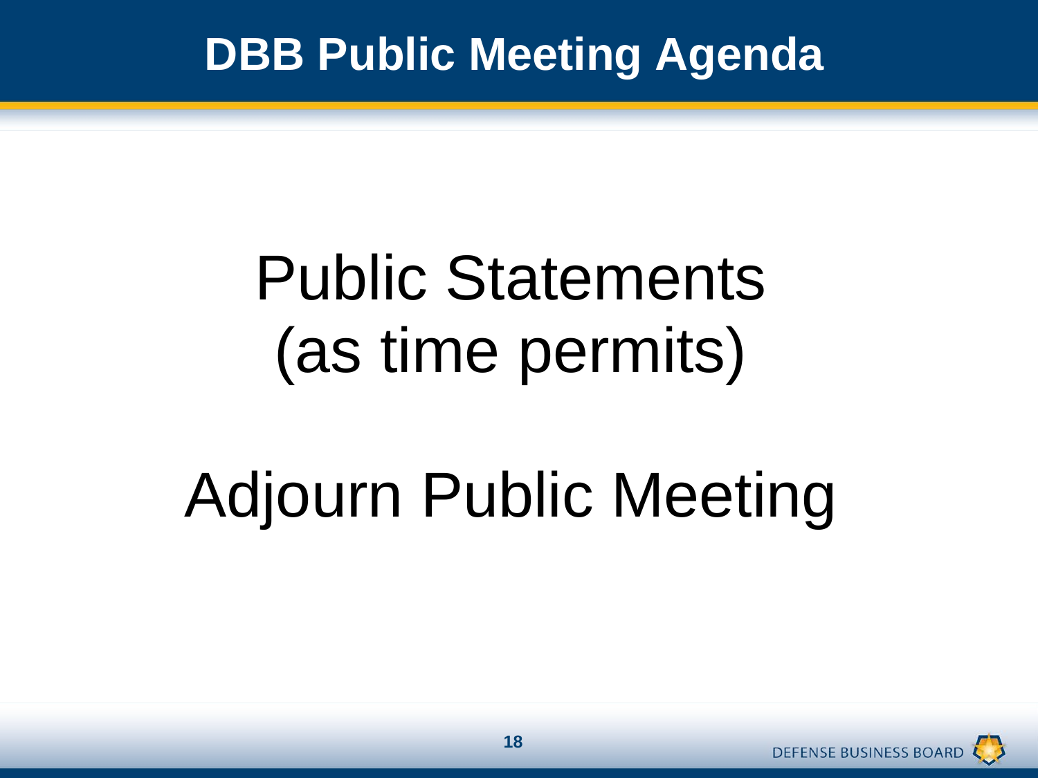# DBB Public Meeting Agenda

Public Statements
(as time permits)

Adjourn Public Meeting